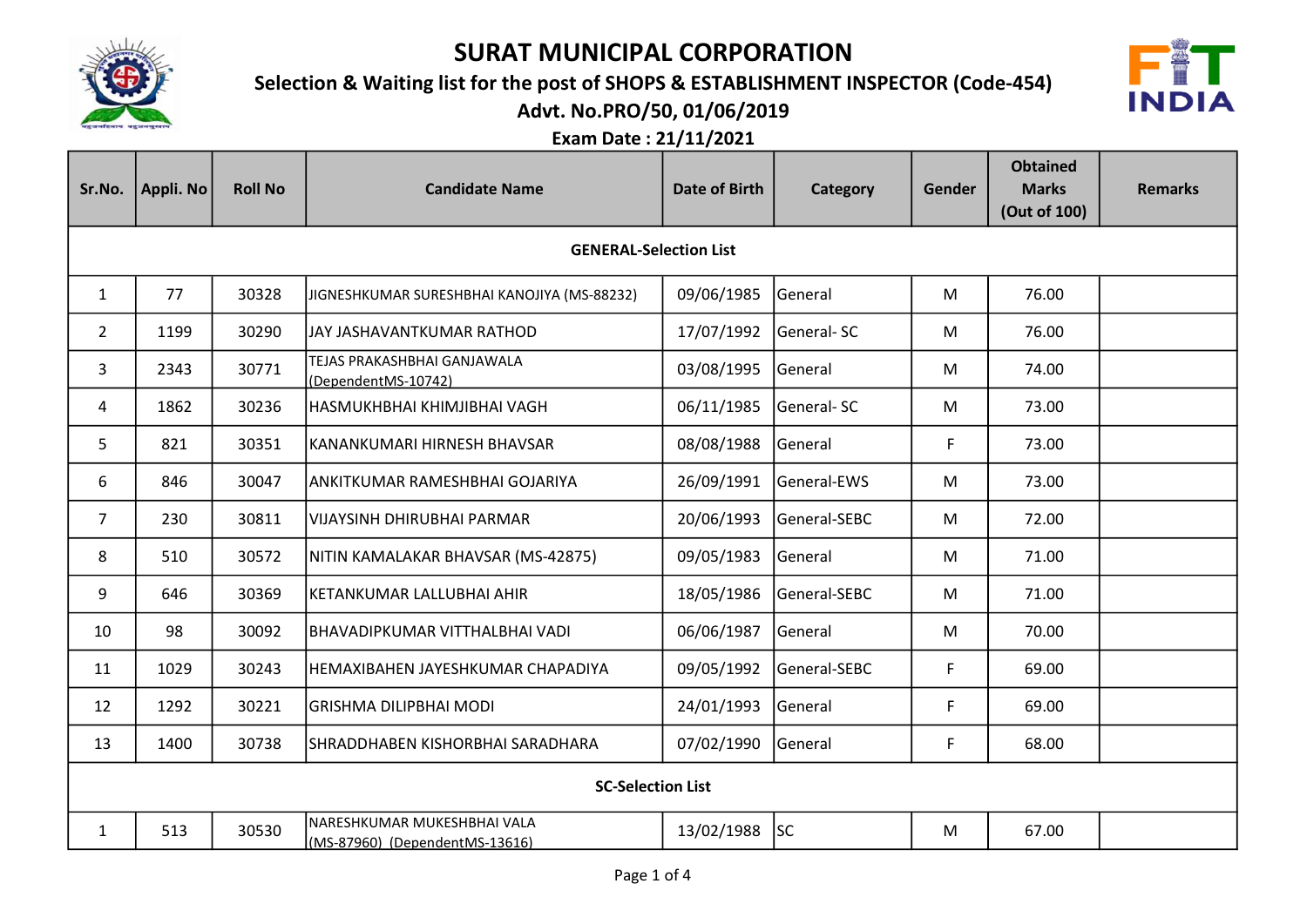# SURAT MUNICIPAL CORPORATION

## Selection & Waiting list for the post of SHOPS & ESTABLISHMENT INSPECTOR (Code-454)

### Advt. No.PRO/50, 01/06/2019

### Exam Date : 21/11/2021

| Sr.No. | Appli. No | Roll No | Candidate Name | Date of Birth | Category | Gender | Obtained Marks (Out of 100) | Remarks |
|---|---|---|---|---|---|---|---|---|
| **GENERAL-Selection List** | | | | | | | | |
| 1 | 77 | 30328 | JIGNESHKUMAR SURESHBHAI KANOJIYA (MS-88232) | 09/06/1985 | General | M | 76.00 | |
| 2 | 1199 | 30290 | JAY JASHAVANTKUMAR RATHOD | 17/07/1992 | General- SC | M | 76.00 | |
| 3 | 2343 | 30771 | TEJAS PRAKASHBHAI GANJAWALA (DependentMS-10742) | 03/08/1995 | General | M | 74.00 | |
| 4 | 1862 | 30236 | HASMUKHBHAI KHIMJIBHAI VAGH | 06/11/1985 | General- SC | M | 73.00 | |
| 5 | 821 | 30351 | KANANKUMARI HIRNESH BHAVSAR | 08/08/1988 | General | F | 73.00 | |
| 6 | 846 | 30047 | ANKITKUMAR RAMESHBHAI GOJARIYA | 26/09/1991 | General-EWS | M | 73.00 | |
| 7 | 230 | 30811 | VIJAYSINH DHIRUBHAI PARMAR | 20/06/1993 | General-SEBC | M | 72.00 | |
| 8 | 510 | 30572 | NITIN KAMALAKAR BHAVSAR (MS-42875) | 09/05/1983 | General | M | 71.00 | |
| 9 | 646 | 30369 | KETANKUMAR LALLUBHAI AHIR | 18/05/1986 | General-SEBC | M | 71.00 | |
| 10 | 98 | 30092 | BHAVADIPKUMAR VITTHALBHAI VADI | 06/06/1987 | General | M | 70.00 | |
| 11 | 1029 | 30243 | HEMAXIBAHEN JAYESHKUMAR CHAPADIYA | 09/05/1992 | General-SEBC | F | 69.00 | |
| 12 | 1292 | 30221 | GRISHMA DILIPBHAI MODI | 24/01/1993 | General | F | 69.00 | |
| 13 | 1400 | 30738 | SHRADDHABEN KISHORBHAI SARADHARA | 07/02/1990 | General | F | 68.00 | |
| **SC-Selection List** | | | | | | | | |
| 1 | 513 | 30530 | NARESHKUMAR MUKESHBHAI VALA (MS-87960) (DependentMS-13616) | 13/02/1988 | SC | M | 67.00 | |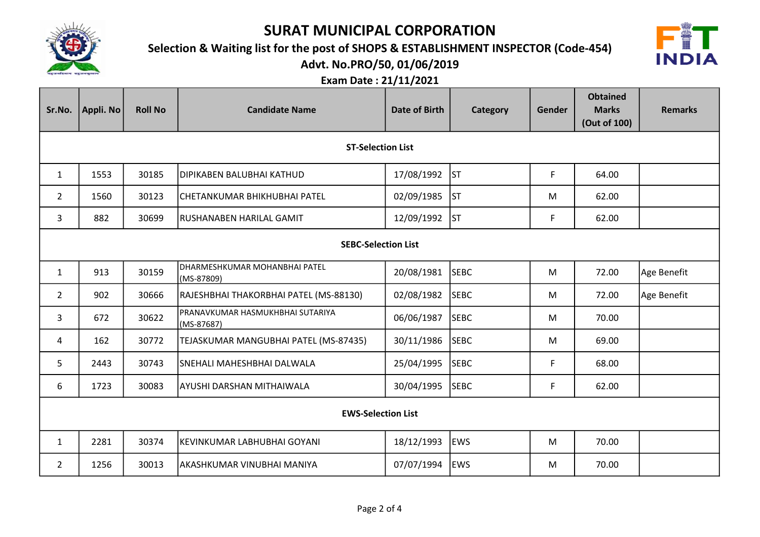# SURAT MUNICIPAL CORPORATION

## Selection & Waiting list for the post of SHOPS & ESTABLISHMENT INSPECTOR (Code-454)

### Advt. No.PRO/50, 01/06/2019

### Exam Date : 21/11/2021

| Sr.No. | Appli. No | Roll No | Candidate Name | Date of Birth | Category | Gender | Obtained Marks (Out of 100) | Remarks |
|---|---|---|---|---|---|---|---|---|
| **ST-Selection List** | | | | | | | | |
| 1 | 1553 | 30185 | DIPIKABEN BALUBHAI KATHUD | 17/08/1992 | ST | F | 64.00 | |
| 2 | 1560 | 30123 | CHETANKUMAR BHIKHUBHAI PATEL | 02/09/1985 | ST | M | 62.00 | |
| 3 | 882 | 30699 | RUSHANABEN HARILAL GAMIT | 12/09/1992 | ST | F | 62.00 | |
| **SEBC-Selection List** | | | | | | | | |
| 1 | 913 | 30159 | DHARMESHKUMAR MOHANBHAI PATEL (MS-87809) | 20/08/1981 | SEBC | M | 72.00 | Age Benefit |
| 2 | 902 | 30666 | RAJESHBHAI THAKORBHAI PATEL (MS-88130) | 02/08/1982 | SEBC | M | 72.00 | Age Benefit |
| 3 | 672 | 30622 | PRANAVKUMAR HASMUKHBHAI SUTARIYA (MS-87687) | 06/06/1987 | SEBC | M | 70.00 | |
| 4 | 162 | 30772 | TEJASKUMAR MANGUBHAI PATEL (MS-87435) | 30/11/1986 | SEBC | M | 69.00 | |
| 5 | 2443 | 30743 | SNEHALI MAHESHBHAI DALWALA | 25/04/1995 | SEBC | F | 68.00 | |
| 6 | 1723 | 30083 | AYUSHI DARSHAN MITHAIWALA | 30/04/1995 | SEBC | F | 62.00 | |
| **EWS-Selection List** | | | | | | | | |
| 1 | 2281 | 30374 | KEVINKUMAR LABHUBHAI GOYANI | 18/12/1993 | EWS | M | 70.00 | |
| 2 | 1256 | 30013 | AKASHKUMAR VINUBHAI MANIYA | 07/07/1994 | EWS | M | 70.00 | |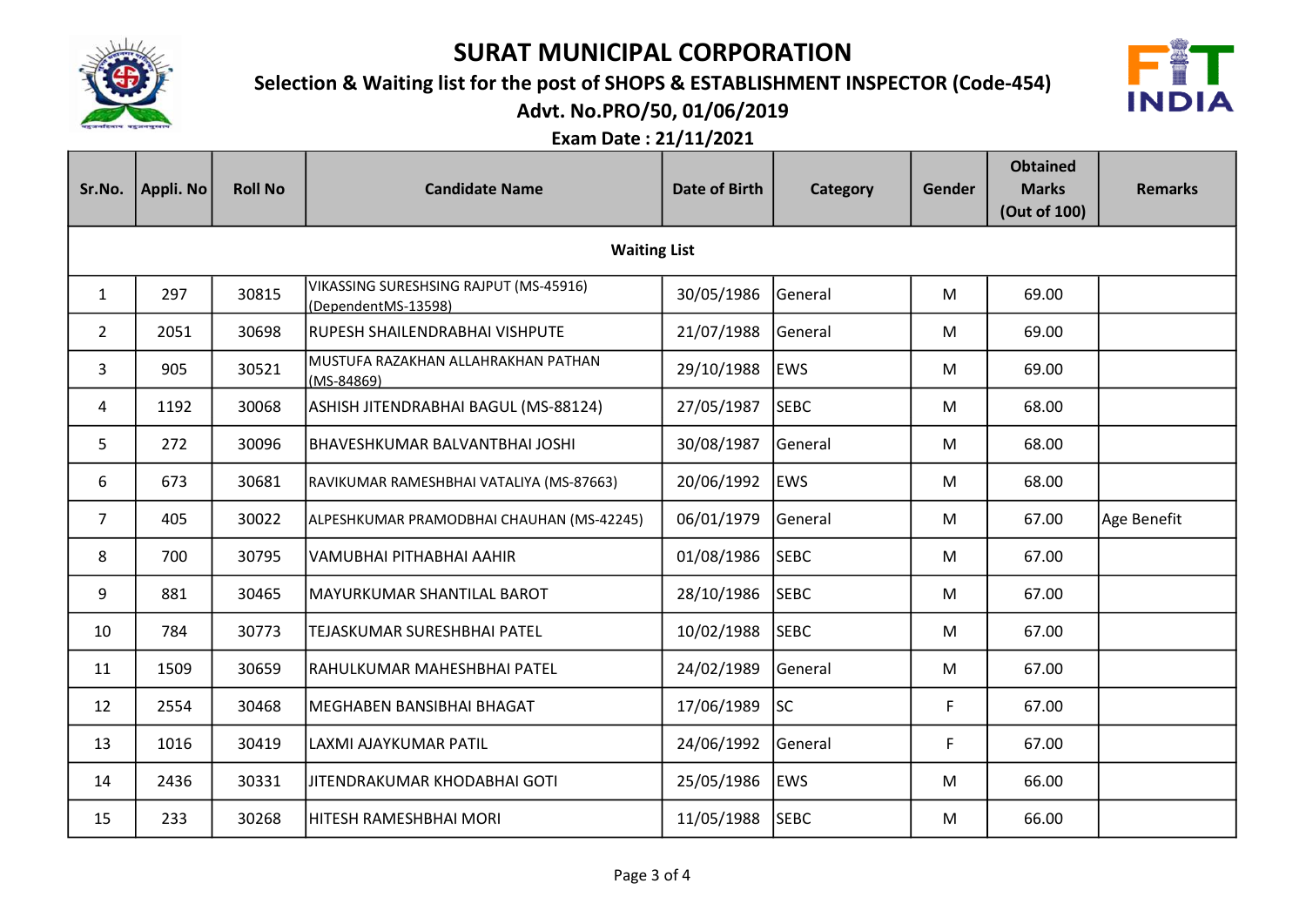# SURAT MUNICIPAL CORPORATION

## Selection & Waiting list for the post of SHOPS & ESTABLISHMENT INSPECTOR (Code-454)

### Advt. No.PRO/50, 01/06/2019

### Exam Date : 21/11/2021

| Sr.No. | Appli. No | Roll No | Candidate Name | Date of Birth | Category | Gender | Obtained Marks (Out of 100) | Remarks |
|---|---|---|---|---|---|---|---|---|
| **Waiting List** | | | | | | | | |
| 1 | 297 | 30815 | VIKASSING SURESHSING RAJPUT (MS-45916) (DependentMS-13598) | 30/05/1986 | General | M | 69.00 | |
| 2 | 2051 | 30698 | RUPESH SHAILENDRABHAI VISHPUTE | 21/07/1988 | General | M | 69.00 | |
| 3 | 905 | 30521 | MUSTUFA RAZAKHAN ALLAHRAKHAN PATHAN (MS-84869) | 29/10/1988 | EWS | M | 69.00 | |
| 4 | 1192 | 30068 | ASHISH JITENDRABHAI BAGUL (MS-88124) | 27/05/1987 | SEBC | M | 68.00 | |
| 5 | 272 | 30096 | BHAVESHKUMAR BALVANTBHAI JOSHI | 30/08/1987 | General | M | 68.00 | |
| 6 | 673 | 30681 | RAVIKUMAR RAMESHBHAI VATALIYA (MS-87663) | 20/06/1992 | EWS | M | 68.00 | |
| 7 | 405 | 30022 | ALPESHKUMAR PRAMODBHAI CHAUHAN (MS-42245) | 06/01/1979 | General | M | 67.00 | Age Benefit |
| 8 | 700 | 30795 | VAMUBHAI PITHABHAI AAHIR | 01/08/1986 | SEBC | M | 67.00 | |
| 9 | 881 | 30465 | MAYURKUMAR SHANTILAL BAROT | 28/10/1986 | SEBC | M | 67.00 | |
| 10 | 784 | 30773 | TEJASKUMAR SURESHBHAI PATEL | 10/02/1988 | SEBC | M | 67.00 | |
| 11 | 1509 | 30659 | RAHULKUMAR MAHESHBHAI PATEL | 24/02/1989 | General | M | 67.00 | |
| 12 | 2554 | 30468 | MEGHABEN BANSIBHAI BHAGAT | 17/06/1989 | SC | F | 67.00 | |
| 13 | 1016 | 30419 | LAXMI AJAYKUMAR PATIL | 24/06/1992 | General | F | 67.00 | |
| 14 | 2436 | 30331 | JITENDRAKUMAR KHODABHAI GOTI | 25/05/1986 | EWS | M | 66.00 | |
| 15 | 233 | 30268 | HITESH RAMESHBHAI MORI | 11/05/1988 | SEBC | M | 66.00 | |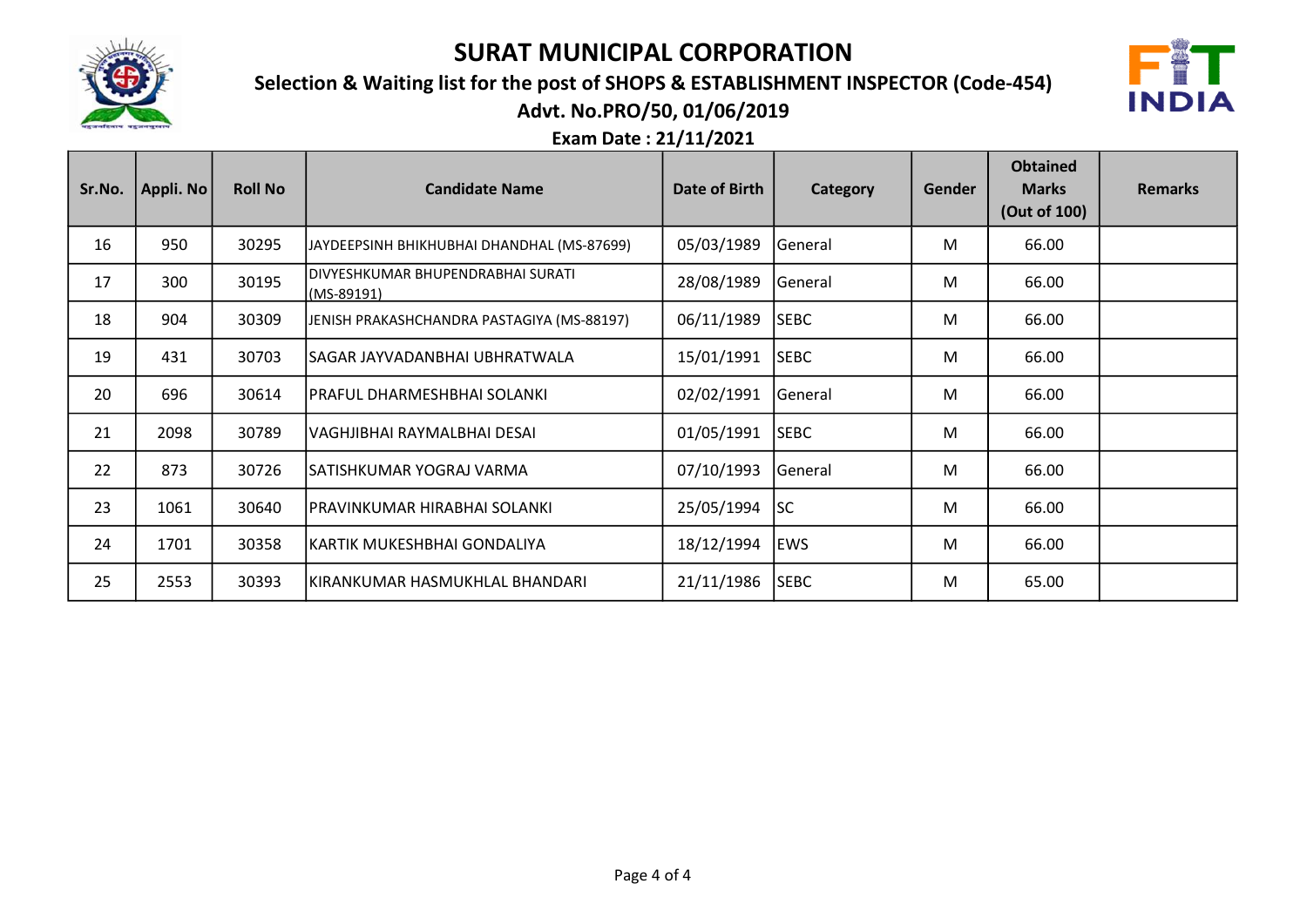# SURAT MUNICIPAL CORPORATION

## Selection & Waiting list for the post of SHOPS & ESTABLISHMENT INSPECTOR (Code-454)

## Advt. No.PRO/50, 01/06/2019

### Exam Date : 21/11/2021

| Sr.No. | Appli. No | Roll No | Candidate Name | Date of Birth | Category | Gender | Obtained Marks (Out of 100) | Remarks |
|---|---|---|---|---|---|---|---|---|
| 16 | 950 | 30295 | JAYDEEPSINH BHIKHUBHAI DHANDHAL (MS-87699) | 05/03/1989 | General | M | 66.00 | |
| 17 | 300 | 30195 | DIVYESHKUMAR BHUPENDRABHAI SURATI (MS-89191) | 28/08/1989 | General | M | 66.00 | |
| 18 | 904 | 30309 | JENISH PRAKASHCHANDRA PASTAGIYA (MS-88197) | 06/11/1989 | SEBC | M | 66.00 | |
| 19 | 431 | 30703 | SAGAR JAYVADANBHAI UBHRATWALA | 15/01/1991 | SEBC | M | 66.00 | |
| 20 | 696 | 30614 | PRAFUL DHARMESHBHAI SOLANKI | 02/02/1991 | General | M | 66.00 | |
| 21 | 2098 | 30789 | VAGHJIBHAI RAYMALBHAI DESAI | 01/05/1991 | SEBC | M | 66.00 | |
| 22 | 873 | 30726 | SATISHKUMAR YOGRAJ VARMA | 07/10/1993 | General | M | 66.00 | |
| 23 | 1061 | 30640 | PRAVINKUMAR HIRABHAI SOLANKI | 25/05/1994 | SC | M | 66.00 | |
| 24 | 1701 | 30358 | KARTIK MUKESHBHAI GONDALIYA | 18/12/1994 | EWS | M | 66.00 | |
| 25 | 2553 | 30393 | KIRANKUMAR HASMUKHLAL BHANDARI | 21/11/1986 | SEBC | M | 65.00 | |